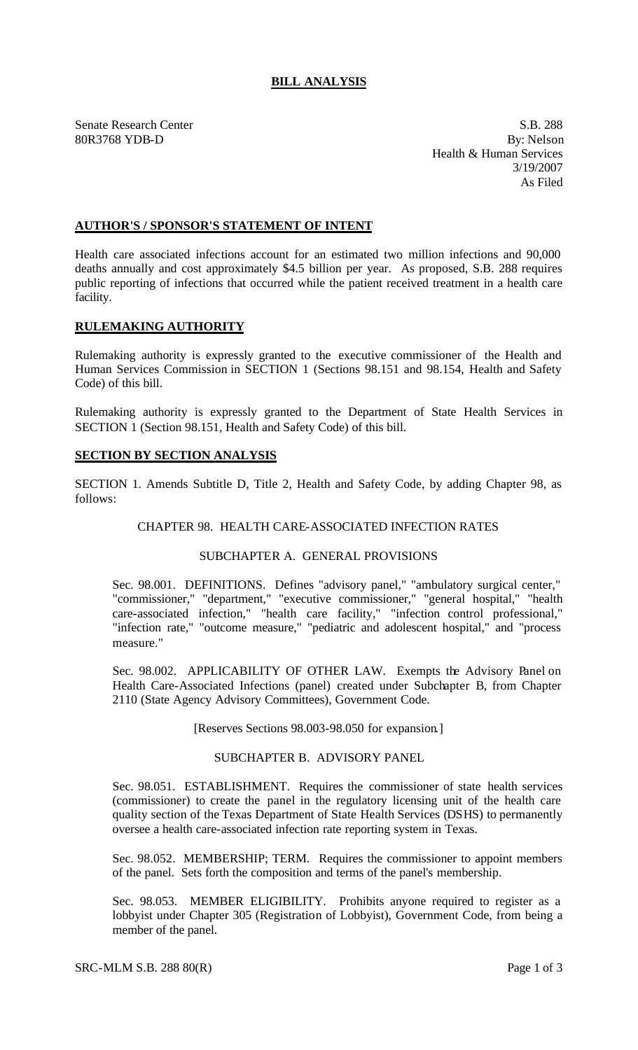# BILL ANALYSIS

Senate Research Center
80R3768 YDB-D

S.B. 288
By: Nelson
Health & Human Services
3/19/2007
As Filed

## AUTHOR'S / SPONSOR'S STATEMENT OF INTENT

Health care associated infections account for an estimated two million infections and 90,000 deaths annually and cost approximately $4.5 billion per year. As proposed, S.B. 288 requires public reporting of infections that occurred while the patient received treatment in a health care facility.

## RULEMAKING AUTHORITY

Rulemaking authority is expressly granted to the executive commissioner of the Health and Human Services Commission in SECTION 1 (Sections 98.151 and 98.154, Health and Safety Code) of this bill.

Rulemaking authority is expressly granted to the Department of State Health Services in SECTION 1 (Section 98.151, Health and Safety Code) of this bill.

## SECTION BY SECTION ANALYSIS

SECTION 1. Amends Subtitle D, Title 2, Health and Safety Code, by adding Chapter 98, as follows:

CHAPTER 98. HEALTH CARE-ASSOCIATED INFECTION RATES

SUBCHAPTER A. GENERAL PROVISIONS

Sec. 98.001. DEFINITIONS. Defines "advisory panel," "ambulatory surgical center," "commissioner," "department," "executive commissioner," "general hospital," "health care-associated infection," "health care facility," "infection control professional," "infection rate," "outcome measure," "pediatric and adolescent hospital," and "process measure."

Sec. 98.002. APPLICABILITY OF OTHER LAW. Exempts the Advisory Panel on Health Care-Associated Infections (panel) created under Subchapter B, from Chapter 2110 (State Agency Advisory Committees), Government Code.

[Reserves Sections 98.003-98.050 for expansion.]

SUBCHAPTER B. ADVISORY PANEL

Sec. 98.051. ESTABLISHMENT. Requires the commissioner of state health services (commissioner) to create the panel in the regulatory licensing unit of the health care quality section of the Texas Department of State Health Services (DSHS) to permanently oversee a health care-associated infection rate reporting system in Texas.

Sec. 98.052. MEMBERSHIP; TERM. Requires the commissioner to appoint members of the panel. Sets forth the composition and terms of the panel's membership.

Sec. 98.053. MEMBER ELIGIBILITY. Prohibits anyone required to register as a lobbyist under Chapter 305 (Registration of Lobbyist), Government Code, from being a member of the panel.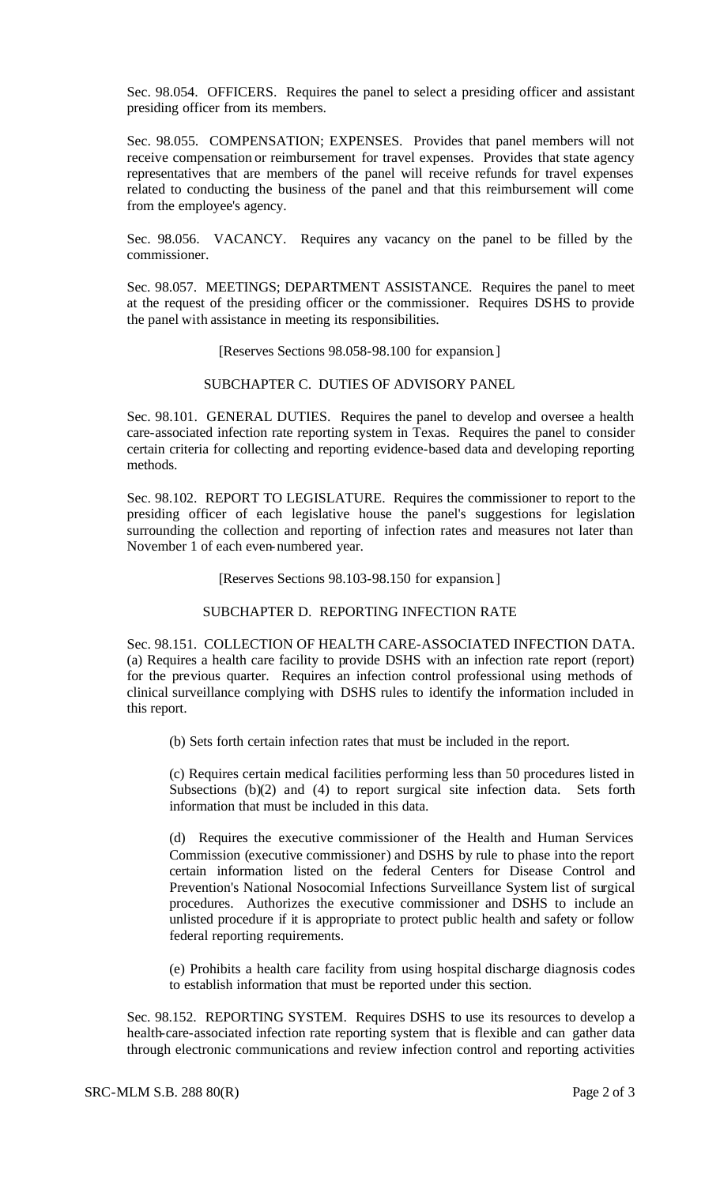Sec. 98.054. OFFICERS. Requires the panel to select a presiding officer and assistant presiding officer from its members.

Sec. 98.055. COMPENSATION; EXPENSES. Provides that panel members will not receive compensation or reimbursement for travel expenses. Provides that state agency representatives that are members of the panel will receive refunds for travel expenses related to conducting the business of the panel and that this reimbursement will come from the employee's agency.

Sec. 98.056. VACANCY. Requires any vacancy on the panel to be filled by the commissioner.

Sec. 98.057. MEETINGS; DEPARTMENT ASSISTANCE. Requires the panel to meet at the request of the presiding officer or the commissioner. Requires DSHS to provide the panel with assistance in meeting its responsibilities.

[Reserves Sections 98.058-98.100 for expansion.]

SUBCHAPTER C. DUTIES OF ADVISORY PANEL

Sec. 98.101. GENERAL DUTIES. Requires the panel to develop and oversee a health care-associated infection rate reporting system in Texas. Requires the panel to consider certain criteria for collecting and reporting evidence-based data and developing reporting methods.

Sec. 98.102. REPORT TO LEGISLATURE. Requires the commissioner to report to the presiding officer of each legislative house the panel's suggestions for legislation surrounding the collection and reporting of infection rates and measures not later than November 1 of each even-numbered year.

[Reserves Sections 98.103-98.150 for expansion.]

SUBCHAPTER D. REPORTING INFECTION RATE

Sec. 98.151. COLLECTION OF HEALTH CARE-ASSOCIATED INFECTION DATA. (a) Requires a health care facility to provide DSHS with an infection rate report (report) for the previous quarter. Requires an infection control professional using methods of clinical surveillance complying with DSHS rules to identify the information included in this report.

(b) Sets forth certain infection rates that must be included in the report.

(c) Requires certain medical facilities performing less than 50 procedures listed in Subsections (b)(2) and (4) to report surgical site infection data. Sets forth information that must be included in this data.

(d) Requires the executive commissioner of the Health and Human Services Commission (executive commissioner) and DSHS by rule to phase into the report certain information listed on the federal Centers for Disease Control and Prevention's National Nosocomial Infections Surveillance System list of surgical procedures. Authorizes the executive commissioner and DSHS to include an unlisted procedure if it is appropriate to protect public health and safety or follow federal reporting requirements.

(e) Prohibits a health care facility from using hospital discharge diagnosis codes to establish information that must be reported under this section.

Sec. 98.152. REPORTING SYSTEM. Requires DSHS to use its resources to develop a health-care-associated infection rate reporting system that is flexible and can gather data through electronic communications and review infection control and reporting activities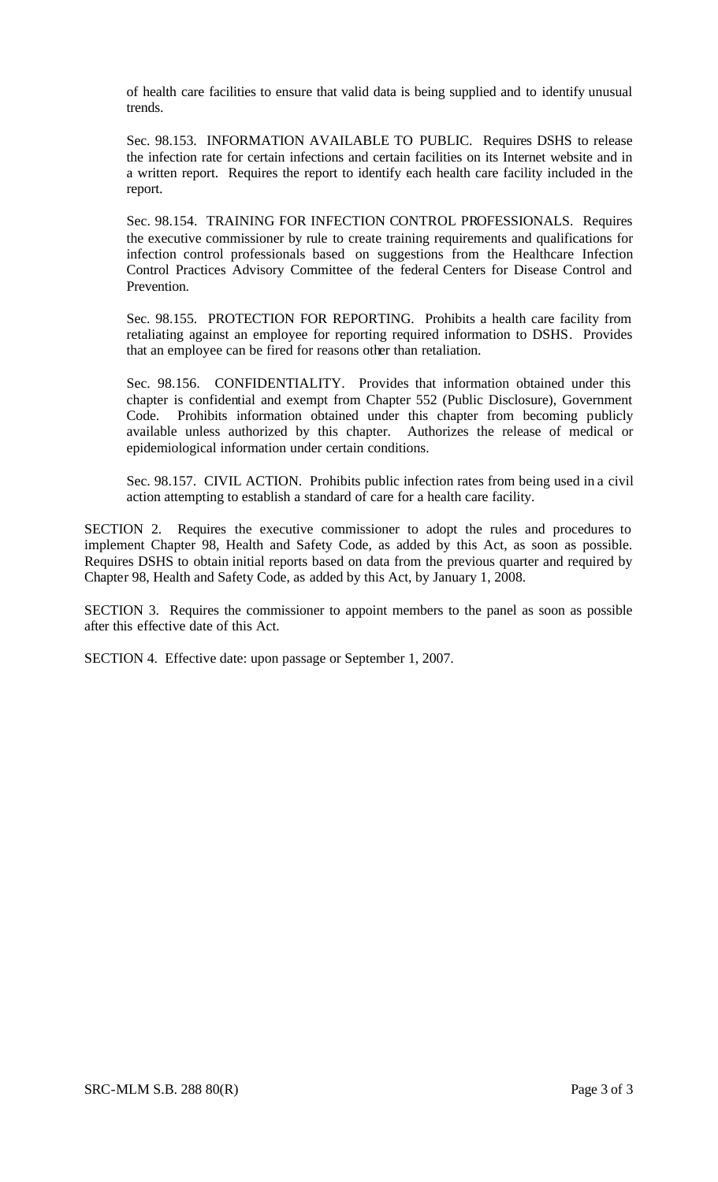of health care facilities to ensure that valid data is being supplied and to identify unusual trends.

Sec. 98.153. INFORMATION AVAILABLE TO PUBLIC. Requires DSHS to release the infection rate for certain infections and certain facilities on its Internet website and in a written report. Requires the report to identify each health care facility included in the report.

Sec. 98.154. TRAINING FOR INFECTION CONTROL PROFESSIONALS. Requires the executive commissioner by rule to create training requirements and qualifications for infection control professionals based on suggestions from the Healthcare Infection Control Practices Advisory Committee of the federal Centers for Disease Control and Prevention.

Sec. 98.155. PROTECTION FOR REPORTING. Prohibits a health care facility from retaliating against an employee for reporting required information to DSHS. Provides that an employee can be fired for reasons other than retaliation.

Sec. 98.156. CONFIDENTIALITY. Provides that information obtained under this chapter is confidential and exempt from Chapter 552 (Public Disclosure), Government Code. Prohibits information obtained under this chapter from becoming publicly available unless authorized by this chapter. Authorizes the release of medical or epidemiological information under certain conditions.

Sec. 98.157. CIVIL ACTION. Prohibits public infection rates from being used in a civil action attempting to establish a standard of care for a health care facility.

SECTION 2. Requires the executive commissioner to adopt the rules and procedures to implement Chapter 98, Health and Safety Code, as added by this Act, as soon as possible. Requires DSHS to obtain initial reports based on data from the previous quarter and required by Chapter 98, Health and Safety Code, as added by this Act, by January 1, 2008.

SECTION 3. Requires the commissioner to appoint members to the panel as soon as possible after this effective date of this Act.

SECTION 4. Effective date: upon passage or September 1, 2007.